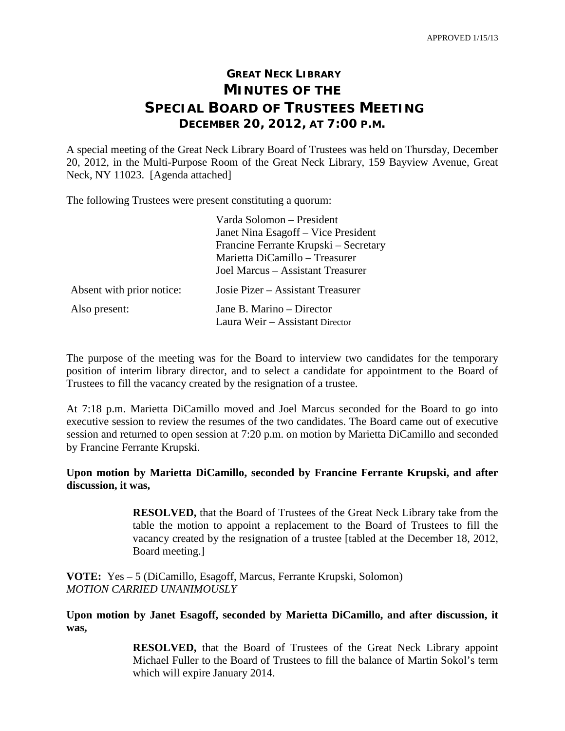APPROVED 1/15/13

# GREAT NECK LIBRARY
# MINUTES OF THE
# SPECIAL BOARD OF TRUSTEES MEETING
## DECEMBER 20, 2012, AT 7:00 P.M.

A special meeting of the Great Neck Library Board of Trustees was held on Thursday, December 20, 2012, in the Multi-Purpose Room of the Great Neck Library, 159 Bayview Avenue, Great Neck, NY 11023. [Agenda attached]

The following Trustees were present constituting a quorum:

| | |
|---|---|
| | Varda Solomon – President<br>Janet Nina Esagoff – Vice President<br>Francine Ferrante Krupski – Secretary<br>Marietta DiCamillo – Treasurer<br>Joel Marcus – Assistant Treasurer |
| Absent with prior notice: | Josie Pizer – Assistant Treasurer |
| Also present: | Jane B. Marino – Director<br>Laura Weir – Assistant Director |

The purpose of the meeting was for the Board to interview two candidates for the temporary position of interim library director, and to select a candidate for appointment to the Board of Trustees to fill the vacancy created by the resignation of a trustee.

At 7:18 p.m. Marietta DiCamillo moved and Joel Marcus seconded for the Board to go into executive session to review the resumes of the two candidates. The Board came out of executive session and returned to open session at 7:20 p.m. on motion by Marietta DiCamillo and seconded by Francine Ferrante Krupski.

**Upon motion by Marietta DiCamillo, seconded by Francine Ferrante Krupski, and after discussion, it was,**

> **RESOLVED,** that the Board of Trustees of the Great Neck Library take from the table the motion to appoint a replacement to the Board of Trustees to fill the vacancy created by the resignation of a trustee [tabled at the December 18, 2012, Board meeting.]

**VOTE:** Yes – 5 (DiCamillo, Esagoff, Marcus, Ferrante Krupski, Solomon)
*MOTION CARRIED UNANIMOUSLY*

**Upon motion by Janet Esagoff, seconded by Marietta DiCamillo, and after discussion, it was,**

> **RESOLVED,** that the Board of Trustees of the Great Neck Library appoint Michael Fuller to the Board of Trustees to fill the balance of Martin Sokol's term which will expire January 2014.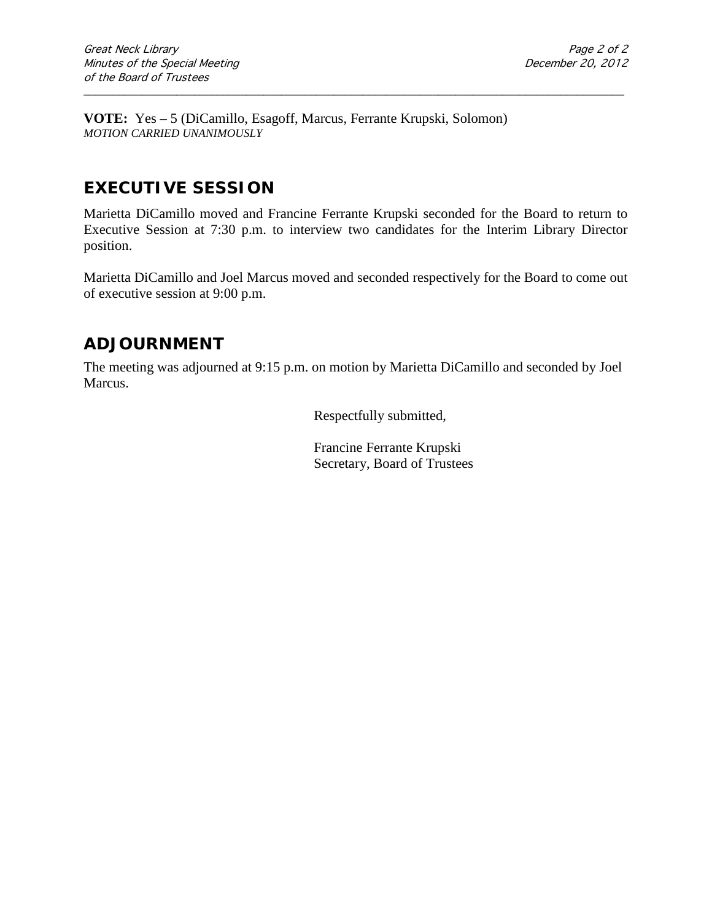**VOTE:** Yes – 5 (DiCamillo, Esagoff, Marcus, Ferrante Krupski, Solomon)
*MOTION CARRIED UNANIMOUSLY*

## EXECUTIVE SESSION

Marietta DiCamillo moved and Francine Ferrante Krupski seconded for the Board to return to Executive Session at 7:30 p.m. to interview two candidates for the Interim Library Director position.

Marietta DiCamillo and Joel Marcus moved and seconded respectively for the Board to come out of executive session at 9:00 p.m.

## ADJOURNMENT

The meeting was adjourned at 9:15 p.m. on motion by Marietta DiCamillo and seconded by Joel Marcus.

Respectfully submitted,

Francine Ferrante Krupski
Secretary, Board of Trustees